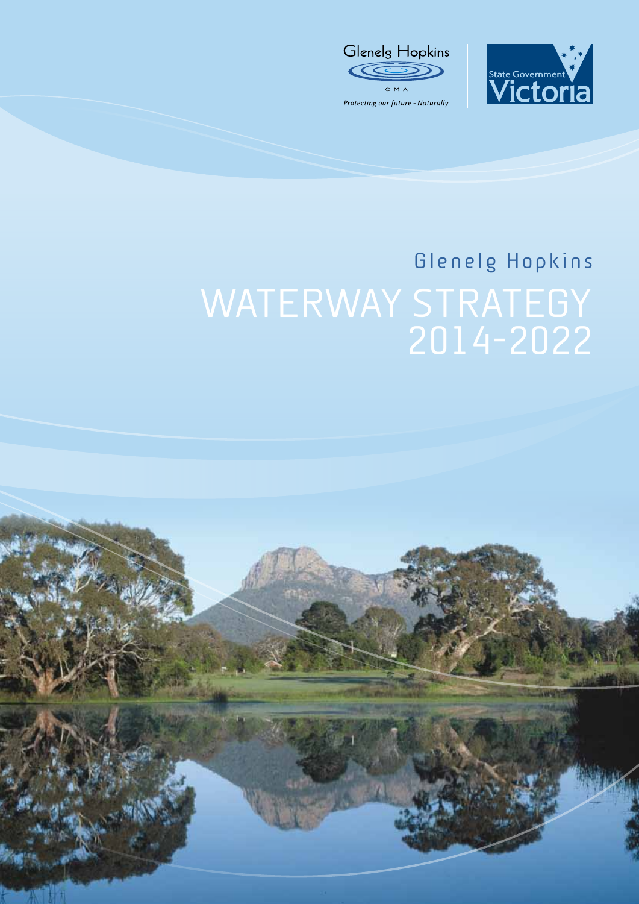Glenelg Hopkins

CMA

*Protecting our future - Naturally*

State Government Victoria

# Glenelg Hopkins

# WATERWAY STRATEGY 2014-2022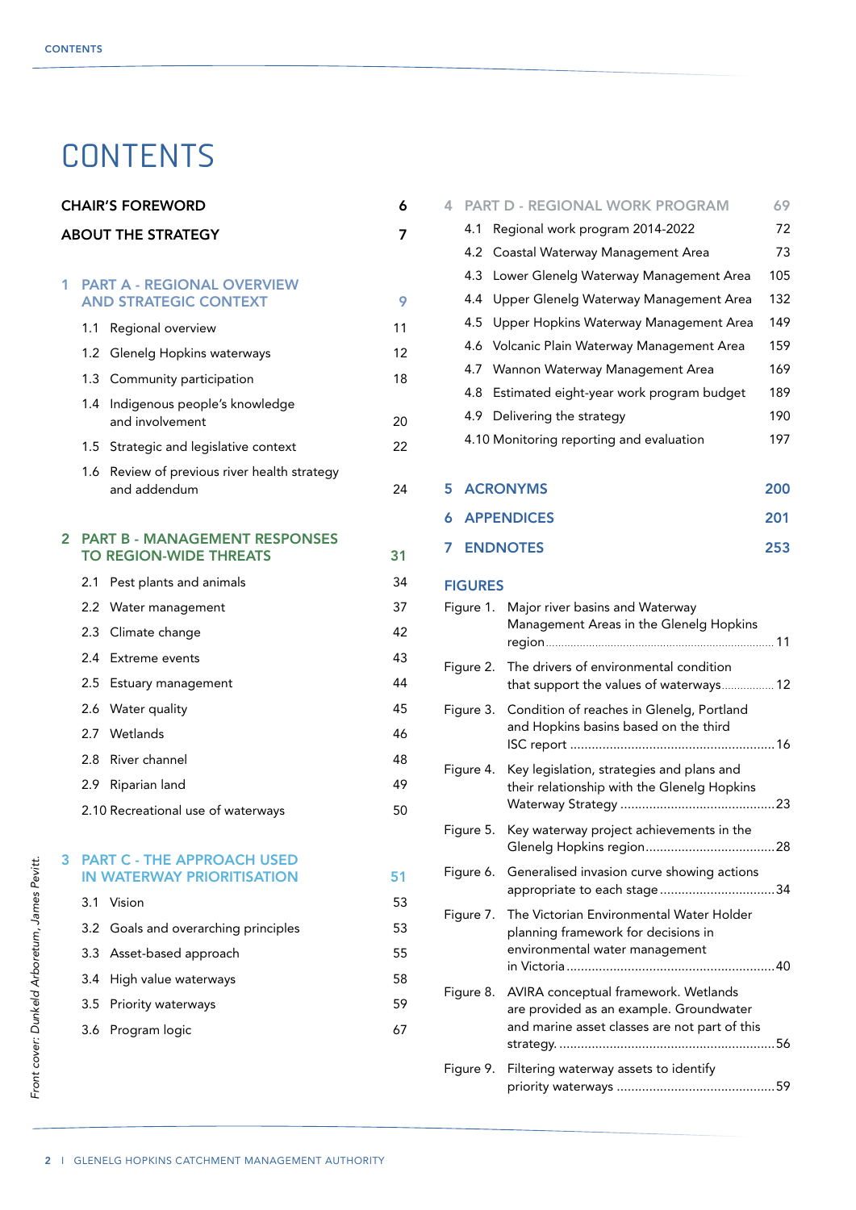# CONTENTS

| | |
|---|---|
| **CHAIR'S FOREWORD** | **6** |
| **ABOUT THE STRATEGY** | **7** |
| **1 PART A - REGIONAL OVERVIEW AND STRATEGIC CONTEXT** | **9** |
| 1.1 Regional overview | 11 |
| 1.2 Glenelg Hopkins waterways | 12 |
| 1.3 Community participation | 18 |
| 1.4 Indigenous people's knowledge and involvement | 20 |
| 1.5 Strategic and legislative context | 22 |
| 1.6 Review of previous river health strategy and addendum | 24 |
| **2 PART B - MANAGEMENT RESPONSES TO REGION-WIDE THREATS** | **31** |
| 2.1 Pest plants and animals | 34 |
| 2.2 Water management | 37 |
| 2.3 Climate change | 42 |
| 2.4 Extreme events | 43 |
| 2.5 Estuary management | 44 |
| 2.6 Water quality | 45 |
| 2.7 Wetlands | 46 |
| 2.8 River channel | 48 |
| 2.9 Riparian land | 49 |
| 2.10 Recreational use of waterways | 50 |
| **3 PART C - THE APPROACH USED IN WATERWAY PRIORITISATION** | **51** |
| 3.1 Vision | 53 |
| 3.2 Goals and overarching principles | 53 |
| 3.3 Asset-based approach | 55 |
| 3.4 High value waterways | 58 |
| 3.5 Priority waterways | 59 |
| 3.6 Program logic | 67 |
| **4 PART D - REGIONAL WORK PROGRAM** | **69** |
| 4.1 Regional work program 2014-2022 | 72 |
| 4.2 Coastal Waterway Management Area | 73 |
| 4.3 Lower Glenelg Waterway Management Area | 105 |
| 4.4 Upper Glenelg Waterway Management Area | 132 |
| 4.5 Upper Hopkins Waterway Management Area | 149 |
| 4.6 Volcanic Plain Waterway Management Area | 159 |
| 4.7 Wannon Waterway Management Area | 169 |
| 4.8 Estimated eight-year work program budget | 189 |
| 4.9 Delivering the strategy | 190 |
| 4.10 Monitoring reporting and evaluation | 197 |
| **5 ACRONYMS** | **200** |
| **6 APPENDICES** | **201** |
| **7 ENDNOTES** | **253** |

## FIGURES

| | | |
|---|---|---|
| Figure 1. | Major river basins and Waterway Management Areas in the Glenelg Hopkins region | 11 |
| Figure 2. | The drivers of environmental condition that support the values of waterways | 12 |
| Figure 3. | Condition of reaches in Glenelg, Portland and Hopkins basins based on the third ISC report | 16 |
| Figure 4. | Key legislation, strategies and plans and their relationship with the Glenelg Hopkins Waterway Strategy | 23 |
| Figure 5. | Key waterway project achievements in the Glenelg Hopkins region | 28 |
| Figure 6. | Generalised invasion curve showing actions appropriate to each stage | 34 |
| Figure 7. | The Victorian Environmental Water Holder planning framework for decisions in environmental water management in Victoria | 40 |
| Figure 8. | AVIRA conceptual framework. Wetlands are provided as an example. Groundwater and marine asset classes are not part of this strategy. | 56 |
| Figure 9. | Filtering waterway assets to identify priority waterways | 59 |

*Front cover: Dunkeld Arboretum, James Pevitt.*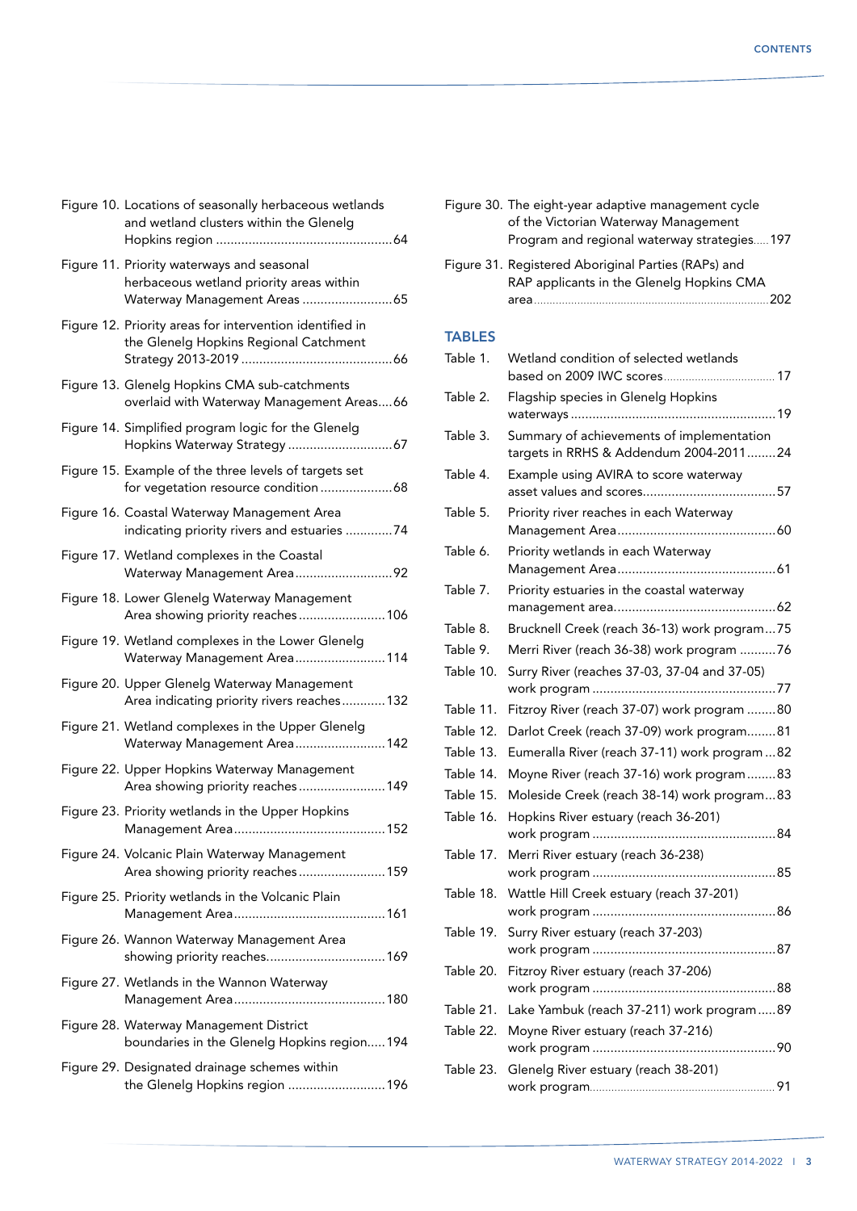Figure 10. Locations of seasonally herbaceous wetlands and wetland clusters within the Glenelg Hopkins region ....................................................64

Figure 11. Priority waterways and seasonal herbaceous wetland priority areas within Waterway Management Areas .........................65

Figure 12. Priority areas for intervention identified in the Glenelg Hopkins Regional Catchment Strategy 2013-2019 ..........................................66

Figure 13. Glenelg Hopkins CMA sub-catchments overlaid with Waterway Management Areas....66

Figure 14. Simplified program logic for the Glenelg Hopkins Waterway Strategy .............................67

Figure 15. Example of the three levels of targets set for vegetation resource condition ....................68

Figure 16. Coastal Waterway Management Area indicating priority rivers and estuaries .............74

Figure 17. Wetland complexes in the Coastal Waterway Management Area...........................92

Figure 18. Lower Glenelg Waterway Management Area showing priority reaches........................106

Figure 19. Wetland complexes in the Lower Glenelg Waterway Management Area.........................114

Figure 20. Upper Glenelg Waterway Management Area indicating priority rivers reaches............132

Figure 21. Wetland complexes in the Upper Glenelg Waterway Management Area.........................142

Figure 22. Upper Hopkins Waterway Management Area showing priority reaches........................149

Figure 23. Priority wetlands in the Upper Hopkins Management Area..........................................152

Figure 24. Volcanic Plain Waterway Management Area showing priority reaches........................159

Figure 25. Priority wetlands in the Volcanic Plain Management Area..........................................161

Figure 26. Wannon Waterway Management Area showing priority reaches.................................169

Figure 27. Wetlands in the Wannon Waterway Management Area..........................................180

Figure 28. Waterway Management District boundaries in the Glenelg Hopkins region.....194

Figure 29. Designated drainage schemes within the Glenelg Hopkins region ...........................196

Figure 30. The eight-year adaptive management cycle of the Victorian Waterway Management Program and regional waterway strategies.....197

Figure 31. Registered Aboriginal Parties (RAPs) and RAP applicants in the Glenelg Hopkins CMA area..........................................................................202

## TABLES

Table 1. Wetland condition of selected wetlands based on 2009 IWC scores.................................... 17

Table 2. Flagship species in Glenelg Hopkins waterways .........................................................19

Table 3. Summary of achievements of implementation targets in RRHS & Addendum 2004-2011........24

Table 4. Example using AVIRA to score waterway asset values and scores.....................................57

Table 5. Priority river reaches in each Waterway Management Area............................................60

Table 6. Priority wetlands in each Waterway Management Area............................................61

Table 7. Priority estuaries in the coastal waterway management area............................................62

Table 8. Brucknell Creek (reach 36-13) work program...75

Table 9. Merri River (reach 36-38) work program ..........76

Table 10. Surry River (reaches 37-03, 37-04 and 37-05) work program ...................................................77

Table 11. Fitzroy River (reach 37-07) work program ........80

Table 12. Darlot Creek (reach 37-09) work program........81

Table 13. Eumeralla River (reach 37-11) work program ...82

Table 14. Moyne River (reach 37-16) work program........83

Table 15. Moleside Creek (reach 38-14) work program....83

Table 16. Hopkins River estuary (reach 36-201) work program ...................................................84

Table 17. Merri River estuary (reach 36-238) work program ...................................................85

Table 18. Wattle Hill Creek estuary (reach 37-201) work program ...................................................86

Table 19. Surry River estuary (reach 37-203) work program ...................................................87

Table 20. Fitzroy River estuary (reach 37-206) work program ...................................................88

Table 21. Lake Yambuk (reach 37-211) work program.....89

Table 22. Moyne River estuary (reach 37-216) work program ...................................................90

Table 23. Glenelg River estuary (reach 38-201) work program........................................................... 91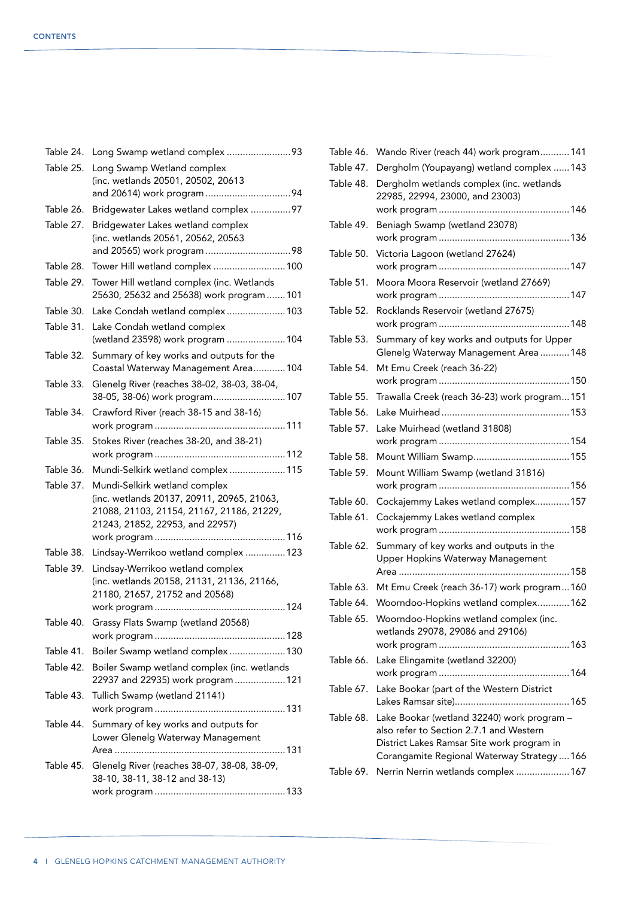Table 24. Long Swamp wetland complex ........................93

Table 25. Long Swamp Wetland complex (inc. wetlands 20501, 20502, 20613 and 20614) work program ................................94

Table 26. Bridgewater Lakes wetland complex ...............97

Table 27. Bridgewater Lakes wetland complex (inc. wetlands 20561, 20562, 20563 and 20565) work program ................................98

Table 28. Tower Hill wetland complex ...........................100

Table 29. Tower Hill wetland complex (inc. Wetlands 25630, 25632 and 25638) work program .......101

Table 30. Lake Condah wetland complex ......................103

Table 31. Lake Condah wetland complex (wetland 23598) work program ......................104

Table 32. Summary of key works and outputs for the Coastal Waterway Management Area............104

Table 33. Glenelg River (reaches 38-02, 38-03, 38-04, 38-05, 38-06) work program...........................107

Table 34. Crawford River (reach 38-15 and 38-16) work program .................................................111

Table 35. Stokes River (reaches 38-20, and 38-21) work program .................................................112

Table 36. Mundi-Selkirk wetland complex .....................115

Table 37. Mundi-Selkirk wetland complex (inc. wetlands 20137, 20911, 20965, 21063, 21088, 21103, 21154, 21167, 21186, 21229, 21243, 21852, 22953, and 22957) work program .................................................116

Table 38. Lindsay-Werrikoo wetland complex ...............123

Table 39. Lindsay-Werrikoo wetland complex (inc. wetlands 20158, 21131, 21136, 21166, 21180, 21657, 21752 and 20568) work program .................................................124

Table 40. Grassy Flats Swamp (wetland 20568) work program .................................................128

Table 41. Boiler Swamp wetland complex .....................130

Table 42. Boiler Swamp wetland complex (inc. wetlands 22937 and 22935) work program ...................121

Table 43. Tullich Swamp (wetland 21141) work program .................................................131

Table 44. Summary of key works and outputs for Lower Glenelg Waterway Management Area ................................................................131

Table 45. Glenelg River (reaches 38-07, 38-08, 38-09, 38-10, 38-11, 38-12 and 38-13) work program .................................................133

Table 46. Wando River (reach 44) work program...........141

Table 47. Dergholm (Youpayang) wetland complex ......143

Table 48. Dergholm wetlands complex (inc. wetlands 22985, 22994, 23000, and 23003) work program .................................................146

Table 49. Beniagh Swamp (wetland 23078) work program .................................................136

Table 50. Victoria Lagoon (wetland 27624) work program .................................................147

Table 51. Moora Moora Reservoir (wetland 27669) work program .................................................147

Table 52. Rocklands Reservoir (wetland 27675) work program .................................................148

Table 53. Summary of key works and outputs for Upper Glenelg Waterway Management Area ...........148

Table 54. Mt Emu Creek (reach 36-22) work program .................................................150

Table 55. Trawalla Creek (reach 36-23) work program...151

Table 56. Lake Muirhead ................................................153

Table 57. Lake Muirhead (wetland 31808) work program .................................................154

Table 58. Mount William Swamp....................................155

Table 59. Mount William Swamp (wetland 31816) work program .................................................156

Table 60. Cockajemmy Lakes wetland complex.............157

Table 61. Cockajemmy Lakes wetland complex work program .................................................158

Table 62. Summary of key works and outputs in the Upper Hopkins Waterway Management Area ................................................................158

Table 63. Mt Emu Creek (reach 36-17) work program...160

Table 64. Woorndoo-Hopkins wetland complex............162

Table 65. Woorndoo-Hopkins wetland complex (inc. wetlands 29078, 29086 and 29106) work program .................................................163

Table 66. Lake Elingamite (wetland 32200) work program .................................................164

Table 67. Lake Bookar (part of the Western District Lakes Ramsar site)...........................................165

Table 68. Lake Bookar (wetland 32240) work program – also refer to Section 2.7.1 and Western District Lakes Ramsar Site work program in Corangamite Regional Waterway Strategy ....166

Table 69. Nerrin Nerrin wetlands complex ....................167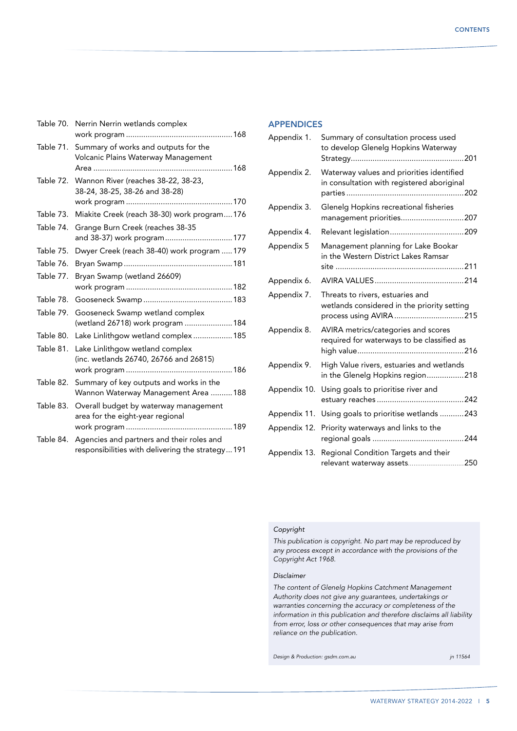| | | |
|---|---|---|
| Table 70. | Nerrin Nerrin wetlands complex work program | 168 |
| Table 71. | Summary of works and outputs for the Volcanic Plains Waterway Management Area | 168 |
| Table 72. | Wannon River (reaches 38-22, 38-23, 38-24, 38-25, 38-26 and 38-28) work program | 170 |
| Table 73. | Miakite Creek (reach 38-30) work program | 176 |
| Table 74. | Grange Burn Creek (reaches 38-35 and 38-37) work program | 177 |
| Table 75. | Dwyer Creek (reach 38-40) work program | 179 |
| Table 76. | Bryan Swamp | 181 |
| Table 77. | Bryan Swamp (wetland 26609) work program | 182 |
| Table 78. | Gooseneck Swamp | 183 |
| Table 79. | Gooseneck Swamp wetland complex (wetland 26718) work program | 184 |
| Table 80. | Lake Linlithgow wetland complex | 185 |
| Table 81. | Lake Linlithgow wetland complex (inc. wetlands 26740, 26766 and 26815) work program | 186 |
| Table 82. | Summary of key outputs and works in the Wannon Waterway Management Area | 188 |
| Table 83. | Overall budget by waterway management area for the eight-year regional work program | 189 |
| Table 84. | Agencies and partners and their roles and responsibilities with delivering the strategy | 191 |

## APPENDICES

| | | |
|---|---|---|
| Appendix 1. | Summary of consultation process used to develop Glenelg Hopkins Waterway Strategy | 201 |
| Appendix 2. | Waterway values and priorities identified in consultation with registered aboriginal parties | 202 |
| Appendix 3. | Glenelg Hopkins recreational fisheries management priorities | 207 |
| Appendix 4. | Relevant legislation | 209 |
| Appendix 5 | Management planning for Lake Bookar in the Western District Lakes Ramsar site | 211 |
| Appendix 6. | AVIRA VALUES | 214 |
| Appendix 7. | Threats to rivers, estuaries and wetlands considered in the priority setting process using AVIRA | 215 |
| Appendix 8. | AVIRA metrics/categories and scores required for waterways to be classified as high value | 216 |
| Appendix 9. | High Value rivers, estuaries and wetlands in the Glenelg Hopkins region | 218 |
| Appendix 10. | Using goals to prioritise river and estuary reaches | 242 |
| Appendix 11. | Using goals to prioritise wetlands | 243 |
| Appendix 12. | Priority waterways and links to the regional goals | 244 |
| Appendix 13. | Regional Condition Targets and their relevant waterway assets | 250 |

*Copyright*

*This publication is copyright. No part may be reproduced by any process except in accordance with the provisions of the Copyright Act 1968.*

*Disclaimer*

*The content of Glenelg Hopkins Catchment Management Authority does not give any guarantees, undertakings or warranties concerning the accuracy or completeness of the information in this publication and therefore disclaims all liability from error, loss or other consequences that may arise from reliance on the publication.*

*Design & Production: gsdm.com.au* *jn 11564*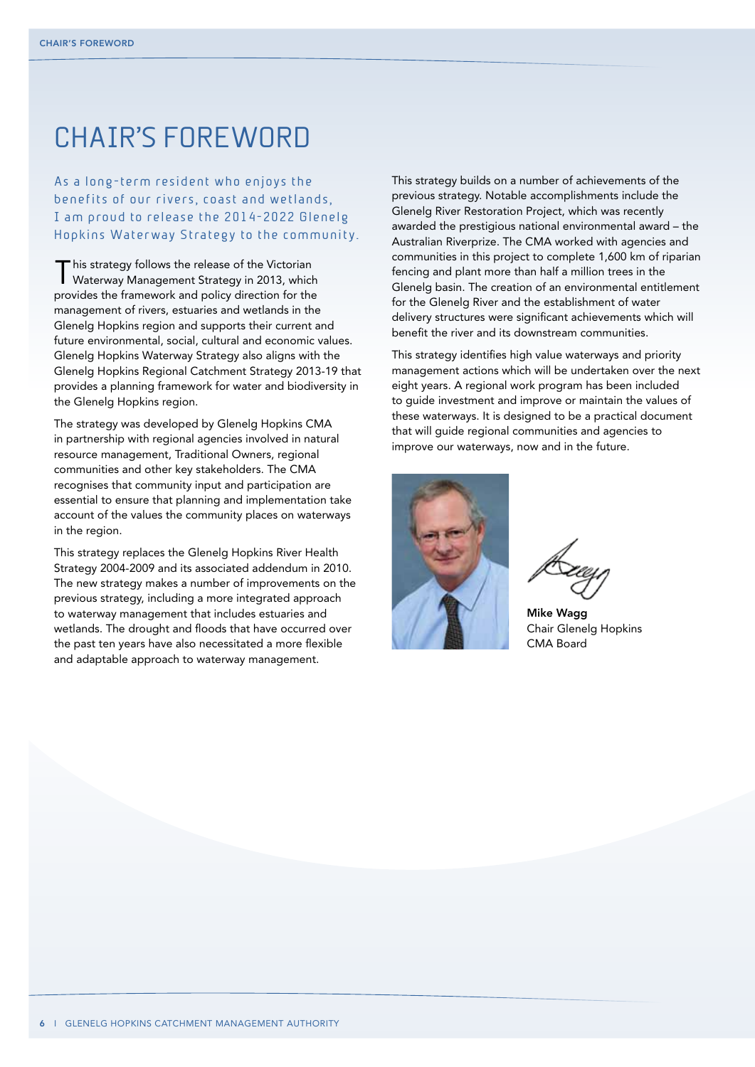# CHAIR'S FOREWORD

*As a long-term resident who enjoys the benefits of our rivers, coast and wetlands, I am proud to release the 2014-2022 Glenelg Hopkins Waterway Strategy to the community.*

This strategy follows the release of the Victorian Waterway Management Strategy in 2013, which provides the framework and policy direction for the management of rivers, estuaries and wetlands in the Glenelg Hopkins region and supports their current and future environmental, social, cultural and economic values. Glenelg Hopkins Waterway Strategy also aligns with the Glenelg Hopkins Regional Catchment Strategy 2013-19 that provides a planning framework for water and biodiversity in the Glenelg Hopkins region.

The strategy was developed by Glenelg Hopkins CMA in partnership with regional agencies involved in natural resource management, Traditional Owners, regional communities and other key stakeholders. The CMA recognises that community input and participation are essential to ensure that planning and implementation take account of the values the community places on waterways in the region.

This strategy replaces the Glenelg Hopkins River Health Strategy 2004-2009 and its associated addendum in 2010. The new strategy makes a number of improvements on the previous strategy, including a more integrated approach to waterway management that includes estuaries and wetlands. The drought and floods that have occurred over the past ten years have also necessitated a more flexible and adaptable approach to waterway management.

This strategy builds on a number of achievements of the previous strategy. Notable accomplishments include the Glenelg River Restoration Project, which was recently awarded the prestigious national environmental award – the Australian Riverprize. The CMA worked with agencies and communities in this project to complete 1,600 km of riparian fencing and plant more than half a million trees in the Glenelg basin. The creation of an environmental entitlement for the Glenelg River and the establishment of water delivery structures were significant achievements which will benefit the river and its downstream communities.

This strategy identifies high value waterways and priority management actions which will be undertaken over the next eight years. A regional work program has been included to guide investment and improve or maintain the values of these waterways. It is designed to be a practical document that will guide regional communities and agencies to improve our waterways, now and in the future.

**Mike Wagg**
Chair Glenelg Hopkins
CMA Board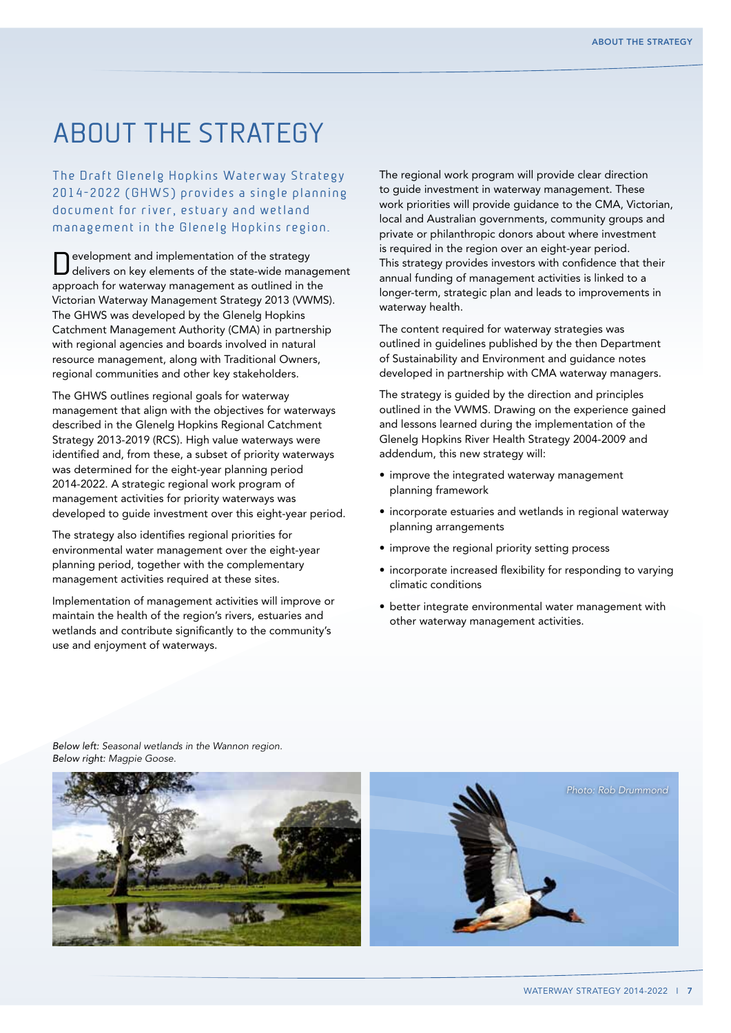# ABOUT THE STRATEGY

The Draft Glenelg Hopkins Waterway Strategy 2014-2022 (GHWS) provides a single planning document for river, estuary and wetland management in the Glenelg Hopkins region.

Development and implementation of the strategy delivers on key elements of the state-wide management approach for waterway management as outlined in the Victorian Waterway Management Strategy 2013 (VWMS). The GHWS was developed by the Glenelg Hopkins Catchment Management Authority (CMA) in partnership with regional agencies and boards involved in natural resource management, along with Traditional Owners, regional communities and other key stakeholders.

The GHWS outlines regional goals for waterway management that align with the objectives for waterways described in the Glenelg Hopkins Regional Catchment Strategy 2013-2019 (RCS). High value waterways were identified and, from these, a subset of priority waterways was determined for the eight-year planning period 2014-2022. A strategic regional work program of management activities for priority waterways was developed to guide investment over this eight-year period.

The strategy also identifies regional priorities for environmental water management over the eight-year planning period, together with the complementary management activities required at these sites.

Implementation of management activities will improve or maintain the health of the region's rivers, estuaries and wetlands and contribute significantly to the community's use and enjoyment of waterways.

The regional work program will provide clear direction to guide investment in waterway management. These work priorities will provide guidance to the CMA, Victorian, local and Australian governments, community groups and private or philanthropic donors about where investment is required in the region over an eight-year period. This strategy provides investors with confidence that their annual funding of management activities is linked to a longer-term, strategic plan and leads to improvements in waterway health.

The content required for waterway strategies was outlined in guidelines published by the then Department of Sustainability and Environment and guidance notes developed in partnership with CMA waterway managers.

The strategy is guided by the direction and principles outlined in the VWMS. Drawing on the experience gained and lessons learned during the implementation of the Glenelg Hopkins River Health Strategy 2004-2009 and addendum, this new strategy will:

- improve the integrated waterway management planning framework
- incorporate estuaries and wetlands in regional waterway planning arrangements
- improve the regional priority setting process
- incorporate increased flexibility for responding to varying climatic conditions
- better integrate environmental water management with other waterway management activities.

*Below left: Seasonal wetlands in the Wannon region.*
*Below right: Magpie Goose.*

*Photo: Rob Drummond*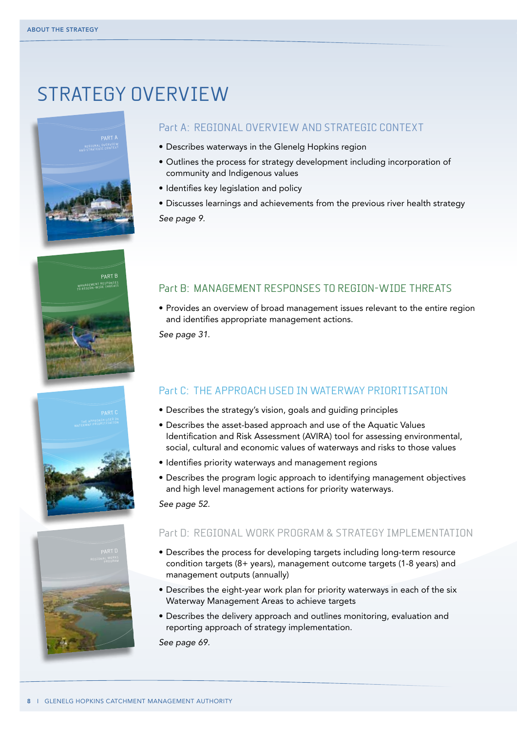# STRATEGY OVERVIEW

## Part A: REGIONAL OVERVIEW AND STRATEGIC CONTEXT

- Describes waterways in the Glenelg Hopkins region
- Outlines the process for strategy development including incorporation of community and Indigenous values
- Identifies key legislation and policy
- Discusses learnings and achievements from the previous river health strategy

*See page 9.*

## Part B: MANAGEMENT RESPONSES TO REGION-WIDE THREATS

- Provides an overview of broad management issues relevant to the entire region and identifies appropriate management actions.

*See page 31.*

## Part C: THE APPROACH USED IN WATERWAY PRIORITISATION

- Describes the strategy's vision, goals and guiding principles
- Describes the asset-based approach and use of the Aquatic Values Identification and Risk Assessment (AVIRA) tool for assessing environmental, social, cultural and economic values of waterways and risks to those values
- Identifies priority waterways and management regions
- Describes the program logic approach to identifying management objectives and high level management actions for priority waterways.

*See page 52.*

## Part D: REGIONAL WORK PROGRAM & STRATEGY IMPLEMENTATION

- Describes the process for developing targets including long-term resource condition targets (8+ years), management outcome targets (1-8 years) and management outputs (annually)
- Describes the eight-year work plan for priority waterways in each of the six Waterway Management Areas to achieve targets
- Describes the delivery approach and outlines monitoring, evaluation and reporting approach of strategy implementation.

*See page 69.*